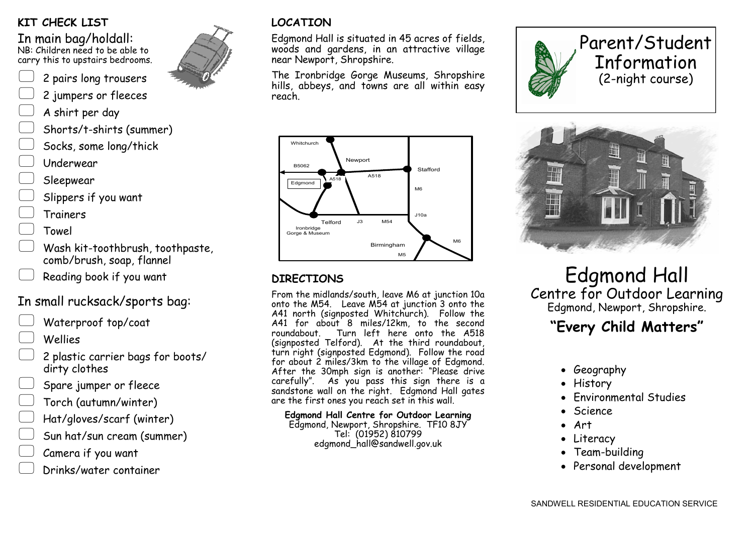## KIT CHECK LIST

### In main bag/holdall:

NB: Children need to be able to carry this to upstairs bedrooms.

- [ ] 2 pairs long trousers
- [ ] 2 jumpers or fleeces
- [ ] A shirt per day
- [ ] Shorts/t-shirts (summer)
- [ ] Socks, some long/thick
- [ ] Underwear
- [ ] Sleepwear
- [ ] Slippers if you want
- [ ] Trainers
- [ ] Towel
- [ ] Wash kit-toothbrush, toothpaste, comb/brush, soap, flannel
- [ ] Reading book if you want

### In small rucksack/sports bag:

- [ ] Waterproof top/coat
- [ ] Wellies
- [ ] 2 plastic carrier bags for boots/ dirty clothes
- [ ] Spare jumper or fleece
- [ ] Torch (autumn/winter)
- [ ] Hat/gloves/scarf (winter)
- [ ] Sun hat/sun cream (summer)
- [ ] Camera if you want
- [ ] Drinks/water container

## LOCATION

Edgmond Hall is situated in 45 acres of fields, woods and gardens, in an attractive village near Newport, Shropshire.

The Ironbridge Gorge Museums, Shropshire hills, abbeys, and towns are all within easy reach.

Whitchurch, Newport, B5062, A518, Edgmond, Stafford, M6, J10a, Telford, J3, M54, Ironbridge Gorge & Museum, Birmingham, M6, M5

## DIRECTIONS

From the midlands/south, leave M6 at junction 10a onto the M54. Leave M54 at junction 3 onto the A41 north (signposted Whitchurch). Follow the A41 for about 8 miles/12km, to the second roundabout. Turn left here onto the A518 (signposted Telford). At the third roundabout, turn right (signposted Edgmond). Follow the road for about 2 miles/3km to the village of Edgmond. After the 30mph sign is another: "Please drive carefully". As you pass this sign there is a sandstone wall on the right. Edgmond Hall gates are the first ones you reach set in this wall.

**Edgmond Hall Centre for Outdoor Learning**
Edgmond, Newport, Shropshire. TF10 8JY
Tel: (01952) 810799
edgmond_hall@sandwell.gov.uk

# Parent/Student Information
(2-night course)

# Edgmond Hall
## Centre for Outdoor Learning
Edgmond, Newport, Shropshire.

**"Every Child Matters"**

- Geography
- History
- Environmental Studies
- Science
- Art
- Literacy
- Team-building
- Personal development

SANDWELL RESIDENTIAL EDUCATION SERVICE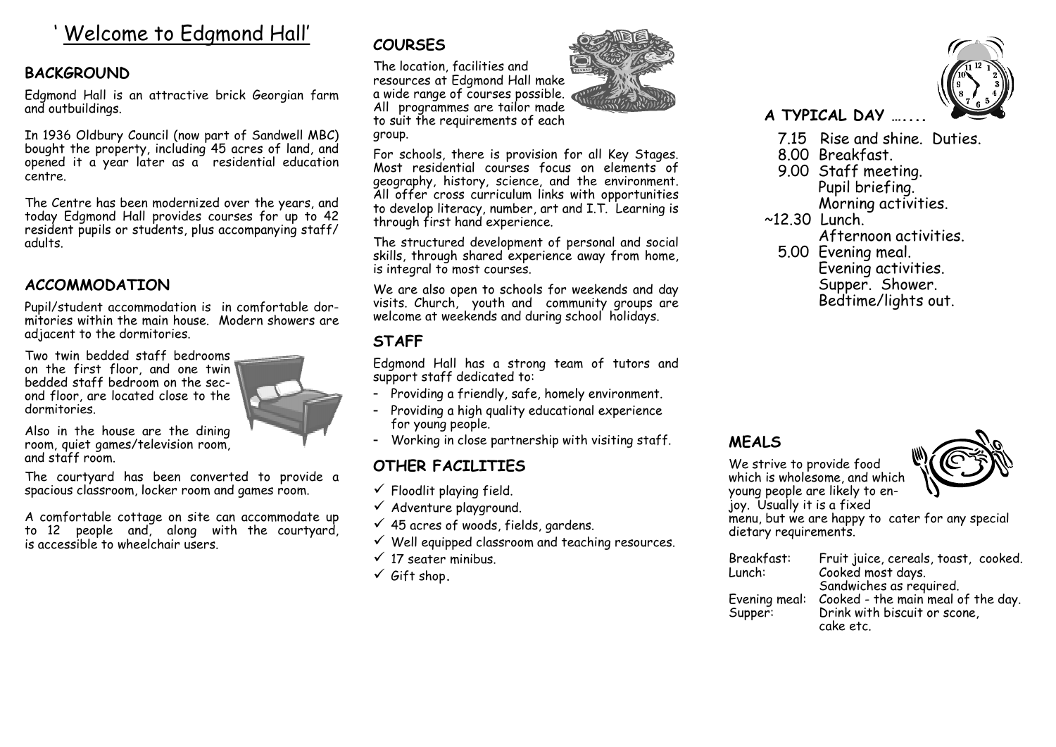# ' Welcome to Edgmond Hall'

## BACKGROUND

Edgmond Hall is an attractive brick Georgian farm and outbuildings.

In 1936 Oldbury Council (now part of Sandwell MBC) bought the property, including 45 acres of land, and opened it a year later as a residential education centre.

The Centre has been modernized over the years, and today Edgmond Hall provides courses for up to 42 resident pupils or students, plus accompanying staff/ adults.

## ACCOMMODATION

Pupil/student accommodation is in comfortable dormitories within the main house. Modern showers are adjacent to the dormitories.

Two twin bedded staff bedrooms on the first floor, and one twin bedded staff bedroom on the second floor, are located close to the dormitories.

Also in the house are the dining room, quiet games/television room, and staff room.

The courtyard has been converted to provide a spacious classroom, locker room and games room.

A comfortable cottage on site can accommodate up to 12 people and, along with the courtyard, is accessible to wheelchair users.

## COURSES

The location, facilities and resources at Edgmond Hall make a wide range of courses possible. All programmes are tailor made to suit the requirements of each group.

For schools, there is provision for all Key Stages. Most residential courses focus on elements of geography, history, science, and the environment. All offer cross curriculum links with opportunities to develop literacy, number, art and I.T. Learning is through first hand experience.

The structured development of personal and social skills, through shared experience away from home, is integral to most courses.

We are also open to schools for weekends and day visits. Church, youth and community groups are welcome at weekends and during school holidays.

## STAFF

Edgmond Hall has a strong team of tutors and support staff dedicated to:

- Providing a friendly, safe, homely environment.
- Providing a high quality educational experience for young people.
- Working in close partnership with visiting staff.

## OTHER FACILITIES

- ✓ Floodlit playing field.
- ✓ Adventure playground.
- ✓ 45 acres of woods, fields, gardens.
- ✓ Well equipped classroom and teaching resources.
- ✓ 17 seater minibus.
- ✓ Gift shop.

## A TYPICAL DAY …....

7.15 Rise and shine. Duties.
8.00 Breakfast.
9.00 Staff meeting.
Pupil briefing.
Morning activities.
~12.30 Lunch.
Afternoon activities.
5.00 Evening meal.
Evening activities.
Supper. Shower.
Bedtime/lights out.

## MEALS

We strive to provide food which is wholesome, and which young people are likely to enjoy. Usually it is a fixed menu, but we are happy to cater for any special dietary requirements.

| | |
|---|---|
| Breakfast: | Fruit juice, cereals, toast, cooked. |
| Lunch: | Cooked most days. Sandwiches as required. |
| Evening meal: | Cooked - the main meal of the day. |
| Supper: | Drink with biscuit or scone, cake etc. |